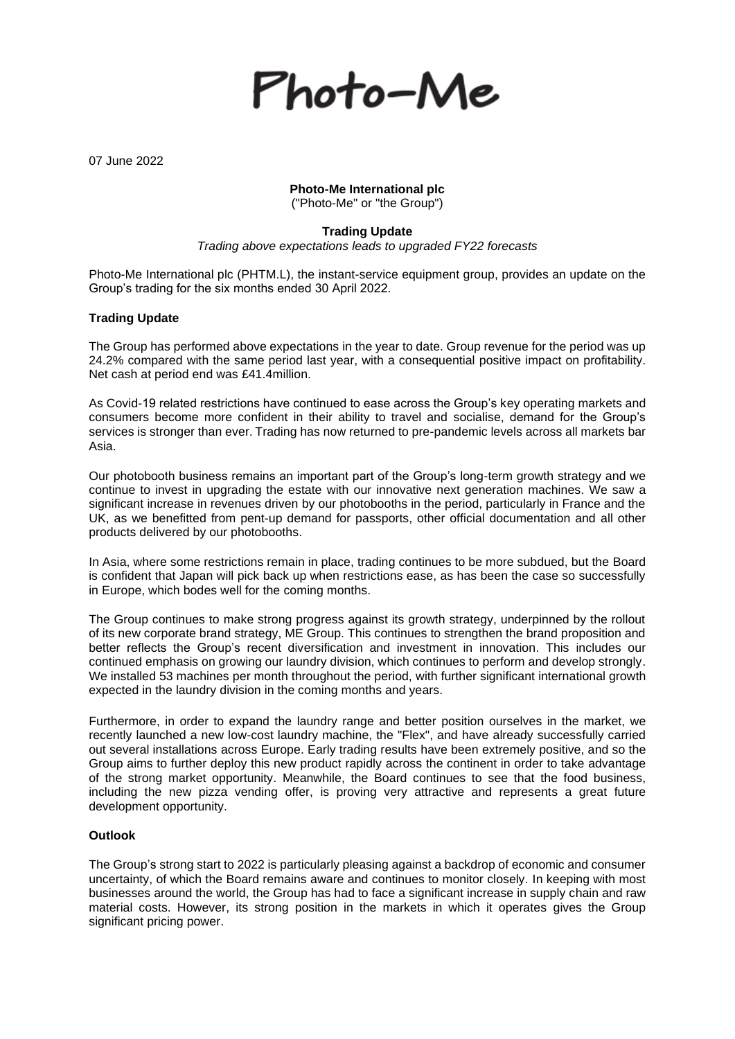Photo-Me

07 June 2022

**Photo-Me International plc**
("Photo-Me" or "the Group")

**Trading Update**
*Trading above expectations leads to upgraded FY22 forecasts*

Photo-Me International plc (PHTM.L), the instant-service equipment group, provides an update on the Group's trading for the six months ended 30 April 2022.

## Trading Update

The Group has performed above expectations in the year to date. Group revenue for the period was up 24.2% compared with the same period last year, with a consequential positive impact on profitability. Net cash at period end was £41.4million.

As Covid-19 related restrictions have continued to ease across the Group's key operating markets and consumers become more confident in their ability to travel and socialise, demand for the Group's services is stronger than ever. Trading has now returned to pre-pandemic levels across all markets bar Asia.

Our photobooth business remains an important part of the Group's long-term growth strategy and we continue to invest in upgrading the estate with our innovative next generation machines. We saw a significant increase in revenues driven by our photobooths in the period, particularly in France and the UK, as we benefitted from pent-up demand for passports, other official documentation and all other products delivered by our photobooths.

In Asia, where some restrictions remain in place, trading continues to be more subdued, but the Board is confident that Japan will pick back up when restrictions ease, as has been the case so successfully in Europe, which bodes well for the coming months.

The Group continues to make strong progress against its growth strategy, underpinned by the rollout of its new corporate brand strategy, ME Group. This continues to strengthen the brand proposition and better reflects the Group's recent diversification and investment in innovation. This includes our continued emphasis on growing our laundry division, which continues to perform and develop strongly. We installed 53 machines per month throughout the period, with further significant international growth expected in the laundry division in the coming months and years.

Furthermore, in order to expand the laundry range and better position ourselves in the market, we recently launched a new low-cost laundry machine, the "Flex", and have already successfully carried out several installations across Europe. Early trading results have been extremely positive, and so the Group aims to further deploy this new product rapidly across the continent in order to take advantage of the strong market opportunity. Meanwhile, the Board continues to see that the food business, including the new pizza vending offer, is proving very attractive and represents a great future development opportunity.

## Outlook

The Group's strong start to 2022 is particularly pleasing against a backdrop of economic and consumer uncertainty, of which the Board remains aware and continues to monitor closely. In keeping with most businesses around the world, the Group has had to face a significant increase in supply chain and raw material costs. However, its strong position in the markets in which it operates gives the Group significant pricing power.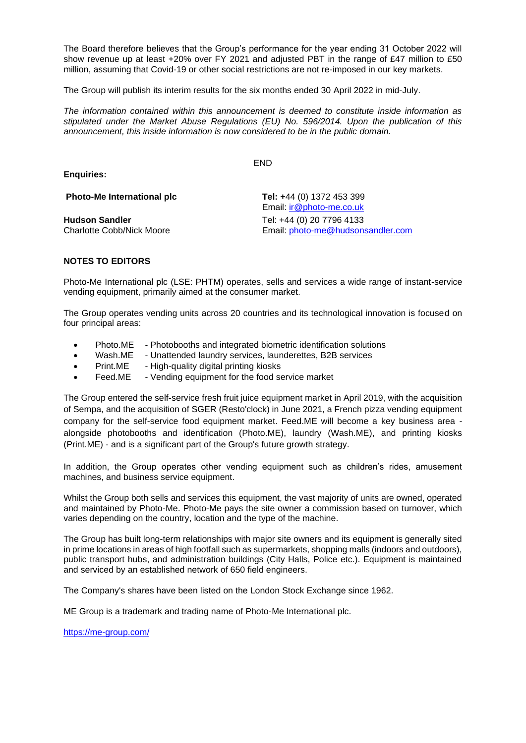The Board therefore believes that the Group's performance for the year ending 31 October 2022 will show revenue up at least +20% over FY 2021 and adjusted PBT in the range of £47 million to £50 million, assuming that Covid-19 or other social restrictions are not re-imposed in our key markets.

The Group will publish its interim results for the six months ended 30 April 2022 in mid-July.

*The information contained within this announcement is deemed to constitute inside information as stipulated under the Market Abuse Regulations (EU) No. 596/2014. Upon the publication of this announcement, this inside information is now considered to be in the public domain.*

END

**Enquiries:**

| | |
|---|---|
| **Photo-Me International plc** | **Tel: +**44 (0) 1372 453 399<br>Email: ir@photo-me.co.uk |
| **Hudson Sandler**<br>Charlotte Cobb/Nick Moore | Tel: +44 (0) 20 7796 4133<br>Email: photo-me@hudsonsandler.com |

**NOTES TO EDITORS**

Photo-Me International plc (LSE: PHTM) operates, sells and services a wide range of instant-service vending equipment, primarily aimed at the consumer market.

The Group operates vending units across 20 countries and its technological innovation is focused on four principal areas:

- Photo.ME - Photobooths and integrated biometric identification solutions
- Wash.ME - Unattended laundry services, launderettes, B2B services
- Print.ME - High-quality digital printing kiosks
- Feed.ME - Vending equipment for the food service market

The Group entered the self-service fresh fruit juice equipment market in April 2019, with the acquisition of Sempa, and the acquisition of SGER (Resto'clock) in June 2021, a French pizza vending equipment company for the self-service food equipment market. Feed.ME will become a key business area - alongside photobooths and identification (Photo.ME), laundry (Wash.ME), and printing kiosks (Print.ME) - and is a significant part of the Group's future growth strategy.

In addition, the Group operates other vending equipment such as children's rides, amusement machines, and business service equipment.

Whilst the Group both sells and services this equipment, the vast majority of units are owned, operated and maintained by Photo-Me. Photo-Me pays the site owner a commission based on turnover, which varies depending on the country, location and the type of the machine.

The Group has built long-term relationships with major site owners and its equipment is generally sited in prime locations in areas of high footfall such as supermarkets, shopping malls (indoors and outdoors), public transport hubs, and administration buildings (City Halls, Police etc.). Equipment is maintained and serviced by an established network of 650 field engineers.

The Company's shares have been listed on the London Stock Exchange since 1962.

ME Group is a trademark and trading name of Photo-Me International plc.

https://me-group.com/